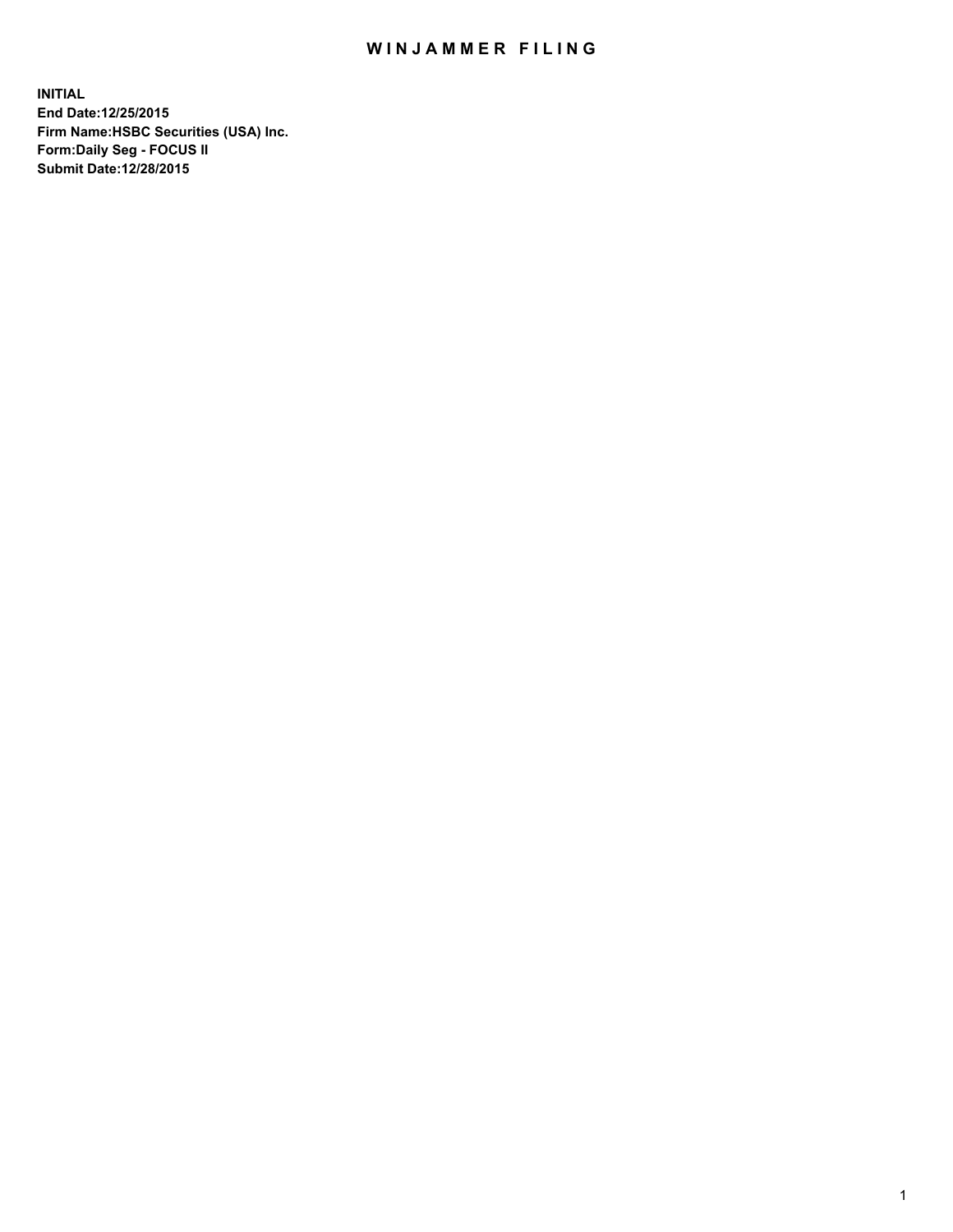# WINJAMMER FILING

**INITIAL**
**End Date:12/25/2015**
**Firm Name:HSBC Securities (USA) Inc.**
**Form:Daily Seg - FOCUS II**
**Submit Date:12/28/2015**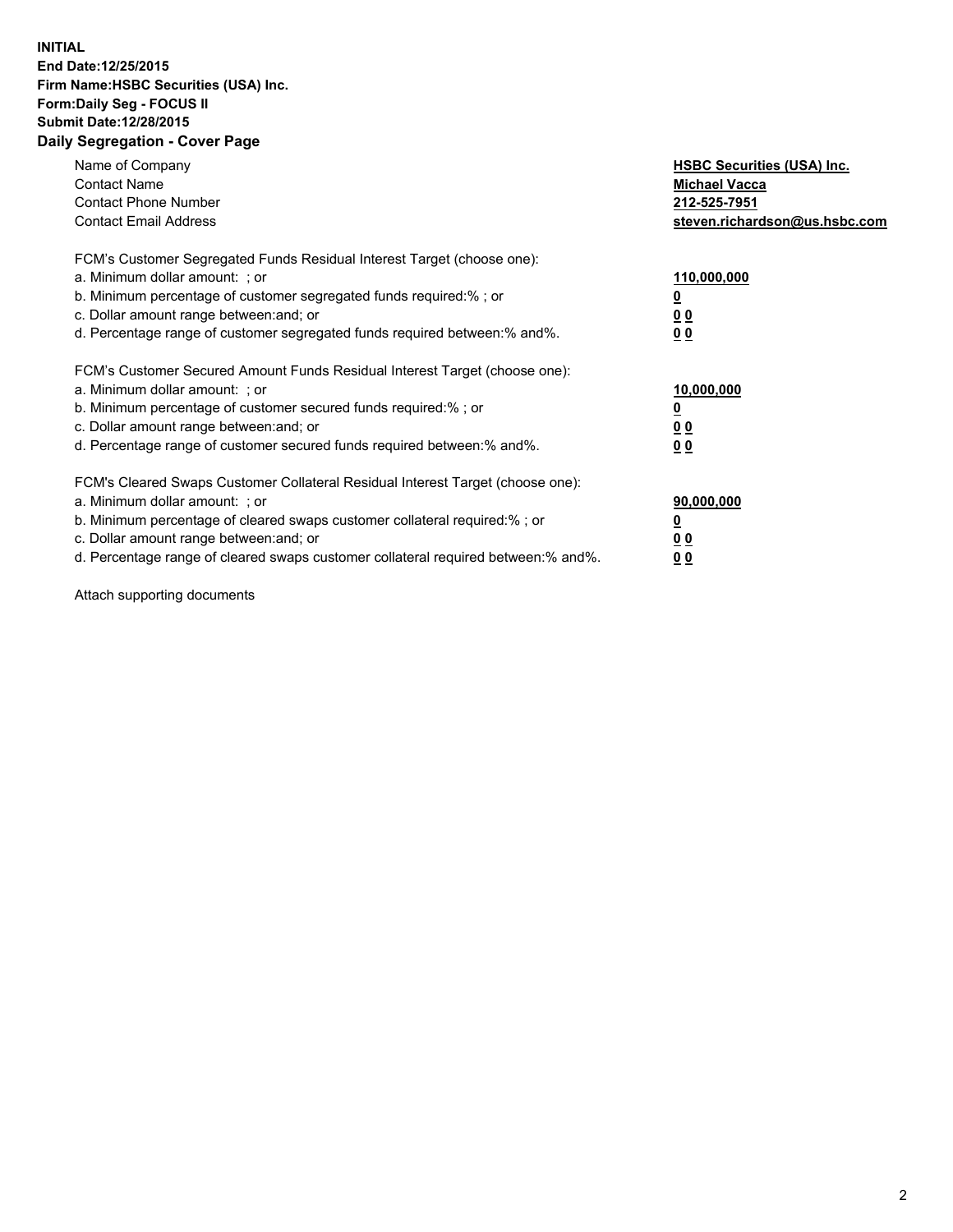**INITIAL**
**End Date:12/25/2015**
**Firm Name:HSBC Securities (USA) Inc.**
**Form:Daily Seg - FOCUS II**
**Submit Date:12/28/2015**

## Daily Segregation - Cover Page

| | |
|---|---|
| Name of Company | **HSBC Securities (USA) Inc.** |
| Contact Name | **Michael Vacca** |
| Contact Phone Number | **212-525-7951** |
| Contact Email Address | **steven.richardson@us.hsbc.com** |

| | |
|---|---|
| FCM's Customer Segregated Funds Residual Interest Target (choose one): | |
| a. Minimum dollar amount: ; or | **110,000,000** |
| b. Minimum percentage of customer segregated funds required:% ; or | **0** |
| c. Dollar amount range between:and; or | **0 0** |
| d. Percentage range of customer segregated funds required between:% and%. | **0 0** |

| | |
|---|---|
| FCM's Customer Secured Amount Funds Residual Interest Target (choose one): | |
| a. Minimum dollar amount: ; or | **10,000,000** |
| b. Minimum percentage of customer secured funds required:% ; or | **0** |
| c. Dollar amount range between:and; or | **0 0** |
| d. Percentage range of customer secured funds required between:% and%. | **0 0** |

| | |
|---|---|
| FCM's Cleared Swaps Customer Collateral Residual Interest Target (choose one): | |
| a. Minimum dollar amount: ; or | **90,000,000** |
| b. Minimum percentage of cleared swaps customer collateral required:% ; or | **0** |
| c. Dollar amount range between:and; or | **0 0** |
| d. Percentage range of cleared swaps customer collateral required between:% and%. | **0 0** |

Attach supporting documents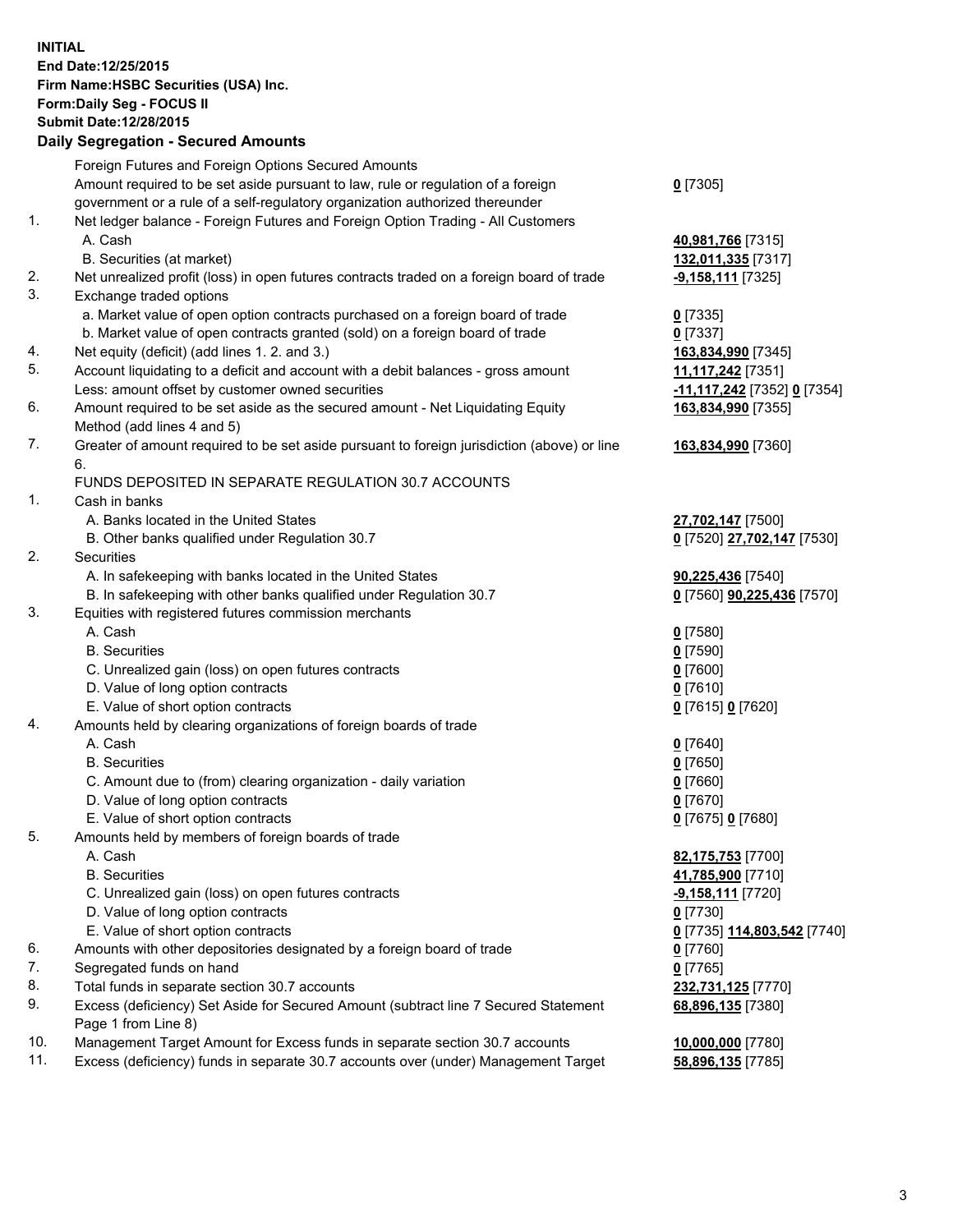**INITIAL**
**End Date:12/25/2015**
**Firm Name:HSBC Securities (USA) Inc.**
**Form:Daily Seg - FOCUS II**
**Submit Date:12/28/2015**

## Daily Segregation - Secured Amounts

| | | |
|---|---|---|
| | Foreign Futures and Foreign Options Secured Amounts | |
| | Amount required to be set aside pursuant to law, rule or regulation of a foreign government or a rule of a self-regulatory organization authorized thereunder | **0** [7305] |
| 1. | Net ledger balance - Foreign Futures and Foreign Option Trading - All Customers | |
| | A. Cash | **40,981,766** [7315] |
| | B. Securities (at market) | **132,011,335** [7317] |
| 2. | Net unrealized profit (loss) in open futures contracts traded on a foreign board of trade | **-9,158,111** [7325] |
| 3. | Exchange traded options | |
| | a. Market value of open option contracts purchased on a foreign board of trade | **0** [7335] |
| | b. Market value of open contracts granted (sold) on a foreign board of trade | **0** [7337] |
| 4. | Net equity (deficit) (add lines 1. 2. and 3.) | **163,834,990** [7345] |
| 5. | Account liquidating to a deficit and account with a debit balances - gross amount | **11,117,242** [7351] |
| | Less: amount offset by customer owned securities | **-11,117,242** [7352] **0** [7354] |
| 6. | Amount required to be set aside as the secured amount - Net Liquidating Equity Method (add lines 4 and 5) | **163,834,990** [7355] |
| 7. | Greater of amount required to be set aside pursuant to foreign jurisdiction (above) or line 6. | **163,834,990** [7360] |
| | FUNDS DEPOSITED IN SEPARATE REGULATION 30.7 ACCOUNTS | |
| 1. | Cash in banks | |
| | A. Banks located in the United States | **27,702,147** [7500] |
| | B. Other banks qualified under Regulation 30.7 | **0** [7520] **27,702,147** [7530] |
| 2. | Securities | |
| | A. In safekeeping with banks located in the United States | **90,225,436** [7540] |
| | B. In safekeeping with other banks qualified under Regulation 30.7 | **0** [7560] **90,225,436** [7570] |
| 3. | Equities with registered futures commission merchants | |
| | A. Cash | **0** [7580] |
| | B. Securities | **0** [7590] |
| | C. Unrealized gain (loss) on open futures contracts | **0** [7600] |
| | D. Value of long option contracts | **0** [7610] |
| | E. Value of short option contracts | **0** [7615] **0** [7620] |
| 4. | Amounts held by clearing organizations of foreign boards of trade | |
| | A. Cash | **0** [7640] |
| | B. Securities | **0** [7650] |
| | C. Amount due to (from) clearing organization - daily variation | **0** [7660] |
| | D. Value of long option contracts | **0** [7670] |
| | E. Value of short option contracts | **0** [7675] **0** [7680] |
| 5. | Amounts held by members of foreign boards of trade | |
| | A. Cash | **82,175,753** [7700] |
| | B. Securities | **41,785,900** [7710] |
| | C. Unrealized gain (loss) on open futures contracts | **-9,158,111** [7720] |
| | D. Value of long option contracts | **0** [7730] |
| | E. Value of short option contracts | **0** [7735] **114,803,542** [7740] |
| 6. | Amounts with other depositories designated by a foreign board of trade | **0** [7760] |
| 7. | Segregated funds on hand | **0** [7765] |
| 8. | Total funds in separate section 30.7 accounts | **232,731,125** [7770] |
| 9. | Excess (deficiency) Set Aside for Secured Amount (subtract line 7 Secured Statement Page 1 from Line 8) | **68,896,135** [7380] |
| 10. | Management Target Amount for Excess funds in separate section 30.7 accounts | **10,000,000** [7780] |
| 11. | Excess (deficiency) funds in separate 30.7 accounts over (under) Management Target | **58,896,135** [7785] |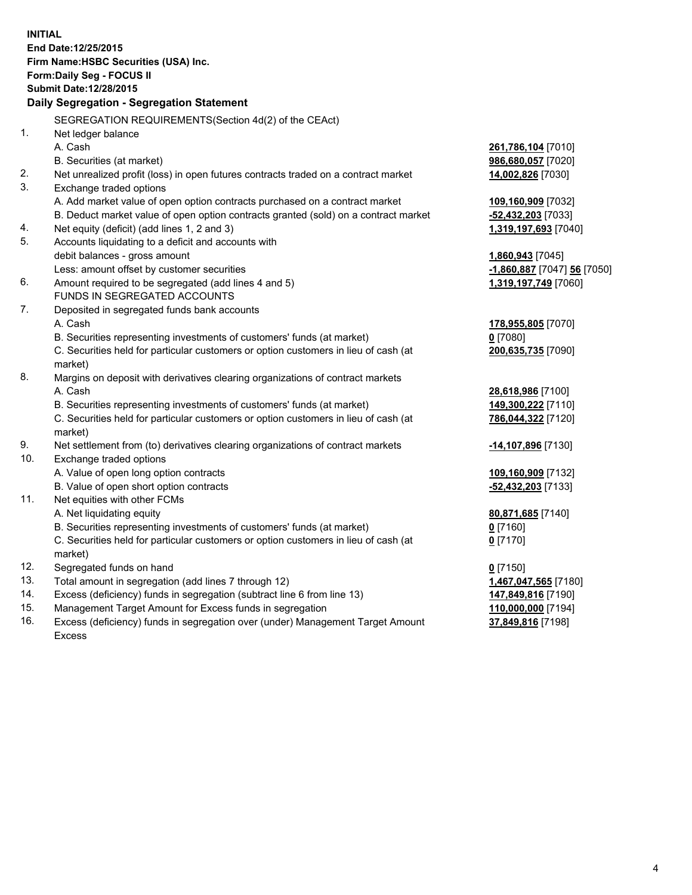**INITIAL**
**End Date:12/25/2015**
**Firm Name:HSBC Securities (USA) Inc.**
**Form:Daily Seg - FOCUS II**
**Submit Date:12/28/2015**

## Daily Segregation - Segregation Statement

SEGREGATION REQUIREMENTS(Section 4d(2) of the CEAct)

| | | |
|---|---|---|
| 1. | Net ledger balance | |
| | A. Cash | **261,786,104** [7010] |
| | B. Securities (at market) | **986,680,057** [7020] |
| 2. | Net unrealized profit (loss) in open futures contracts traded on a contract market | **14,002,826** [7030] |
| 3. | Exchange traded options | |
| | A. Add market value of open option contracts purchased on a contract market | **109,160,909** [7032] |
| | B. Deduct market value of open option contracts granted (sold) on a contract market | **-52,432,203** [7033] |
| 4. | Net equity (deficit) (add lines 1, 2 and 3) | **1,319,197,693** [7040] |
| 5. | Accounts liquidating to a deficit and accounts with debit balances - gross amount | **1,860,943** [7045] |
| | Less: amount offset by customer securities | **-1,860,887** [7047] **56** [7050] |
| 6. | Amount required to be segregated (add lines 4 and 5) | **1,319,197,749** [7060] |
| | FUNDS IN SEGREGATED ACCOUNTS | |
| 7. | Deposited in segregated funds bank accounts | |
| | A. Cash | **178,955,805** [7070] |
| | B. Securities representing investments of customers' funds (at market) | **0** [7080] |
| | C. Securities held for particular customers or option customers in lieu of cash (at market) | **200,635,735** [7090] |
| 8. | Margins on deposit with derivatives clearing organizations of contract markets | |
| | A. Cash | **28,618,986** [7100] |
| | B. Securities representing investments of customers' funds (at market) | **149,300,222** [7110] |
| | C. Securities held for particular customers or option customers in lieu of cash (at market) | **786,044,322** [7120] |
| 9. | Net settlement from (to) derivatives clearing organizations of contract markets | **-14,107,896** [7130] |
| 10. | Exchange traded options | |
| | A. Value of open long option contracts | **109,160,909** [7132] |
| | B. Value of open short option contracts | **-52,432,203** [7133] |
| 11. | Net equities with other FCMs | |
| | A. Net liquidating equity | **80,871,685** [7140] |
| | B. Securities representing investments of customers' funds (at market) | **0** [7160] |
| | C. Securities held for particular customers or option customers in lieu of cash (at market) | **0** [7170] |
| 12. | Segregated funds on hand | **0** [7150] |
| 13. | Total amount in segregation (add lines 7 through 12) | **1,467,047,565** [7180] |
| 14. | Excess (deficiency) funds in segregation (subtract line 6 from line 13) | **147,849,816** [7190] |
| 15. | Management Target Amount for Excess funds in segregation | **110,000,000** [7194] |
| 16. | Excess (deficiency) funds in segregation over (under) Management Target Amount Excess | **37,849,816** [7198] |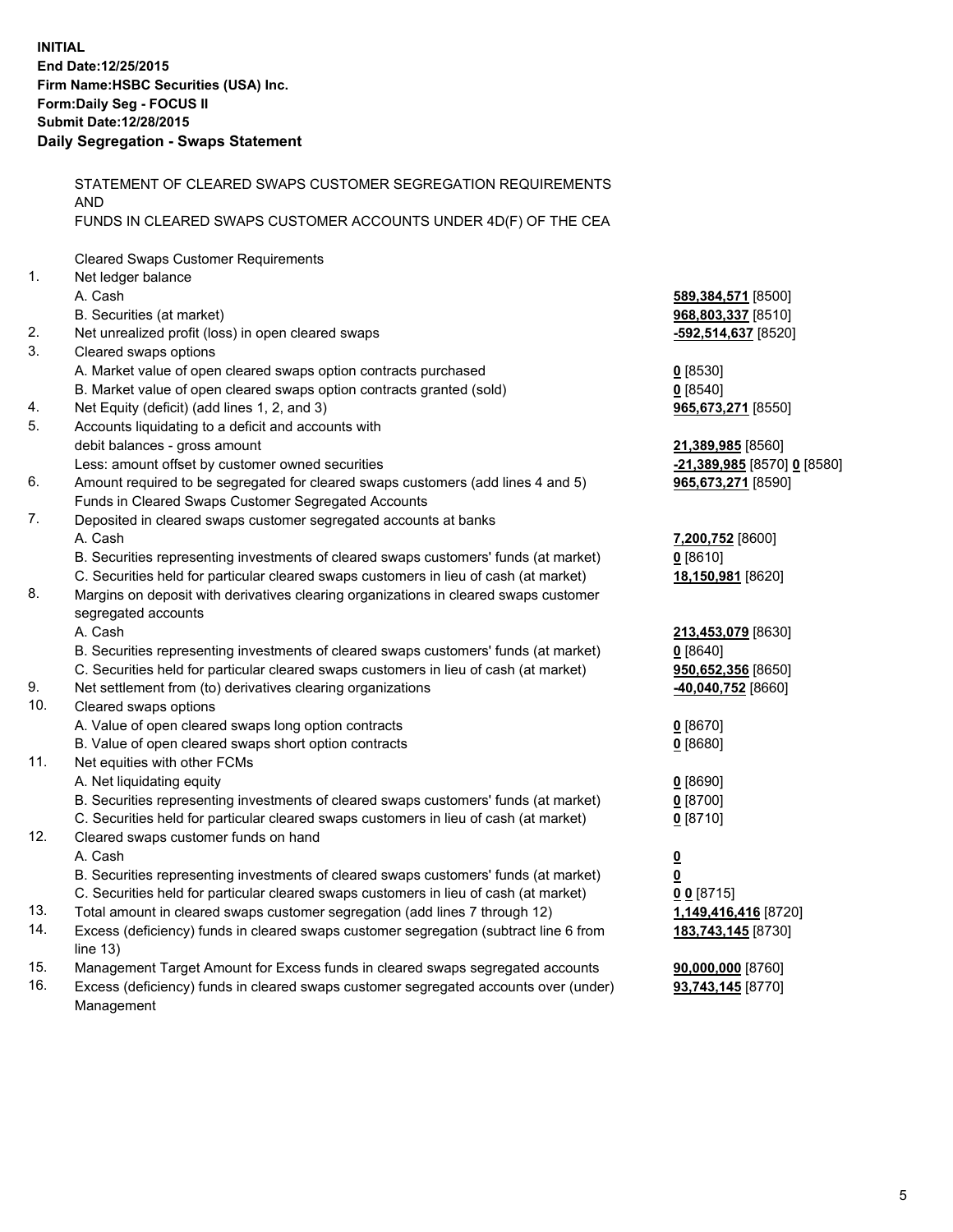**INITIAL**
**End Date:12/25/2015**
**Firm Name:HSBC Securities (USA) Inc.**
**Form:Daily Seg - FOCUS II**
**Submit Date:12/28/2015**
**Daily Segregation - Swaps Statement**

STATEMENT OF CLEARED SWAPS CUSTOMER SEGREGATION REQUIREMENTS AND FUNDS IN CLEARED SWAPS CUSTOMER ACCOUNTS UNDER 4D(F) OF THE CEA

| | | |
|---|---|---|
| | Cleared Swaps Customer Requirements | |
| 1. | Net ledger balance | |
| | A. Cash | **589,384,571** [8500] |
| | B. Securities (at market) | **968,803,337** [8510] |
| 2. | Net unrealized profit (loss) in open cleared swaps | **-592,514,637** [8520] |
| 3. | Cleared swaps options | |
| | A. Market value of open cleared swaps option contracts purchased | **0** [8530] |
| | B. Market value of open cleared swaps option contracts granted (sold) | **0** [8540] |
| 4. | Net Equity (deficit) (add lines 1, 2, and 3) | **965,673,271** [8550] |
| 5. | Accounts liquidating to a deficit and accounts with debit balances - gross amount | **21,389,985** [8560] |
| | Less: amount offset by customer owned securities | **-21,389,985** [8570] **0** [8580] |
| 6. | Amount required to be segregated for cleared swaps customers (add lines 4 and 5) | **965,673,271** [8590] |
| | Funds in Cleared Swaps Customer Segregated Accounts | |
| 7. | Deposited in cleared swaps customer segregated accounts at banks | |
| | A. Cash | **7,200,752** [8600] |
| | B. Securities representing investments of cleared swaps customers' funds (at market) | **0** [8610] |
| | C. Securities held for particular cleared swaps customers in lieu of cash (at market) | **18,150,981** [8620] |
| 8. | Margins on deposit with derivatives clearing organizations in cleared swaps customer segregated accounts | |
| | A. Cash | **213,453,079** [8630] |
| | B. Securities representing investments of cleared swaps customers' funds (at market) | **0** [8640] |
| | C. Securities held for particular cleared swaps customers in lieu of cash (at market) | **950,652,356** [8650] |
| 9. | Net settlement from (to) derivatives clearing organizations | **-40,040,752** [8660] |
| 10. | Cleared swaps options | |
| | A. Value of open cleared swaps long option contracts | **0** [8670] |
| | B. Value of open cleared swaps short option contracts | **0** [8680] |
| 11. | Net equities with other FCMs | |
| | A. Net liquidating equity | **0** [8690] |
| | B. Securities representing investments of cleared swaps customers' funds (at market) | **0** [8700] |
| | C. Securities held for particular cleared swaps customers in lieu of cash (at market) | **0** [8710] |
| 12. | Cleared swaps customer funds on hand | |
| | A. Cash | **0** |
| | B. Securities representing investments of cleared swaps customers' funds (at market) | **0** |
| | C. Securities held for particular cleared swaps customers in lieu of cash (at market) | **0** **0** [8715] |
| 13. | Total amount in cleared swaps customer segregation (add lines 7 through 12) | **1,149,416,416** [8720] |
| 14. | Excess (deficiency) funds in cleared swaps customer segregation (subtract line 6 from line 13) | **183,743,145** [8730] |
| 15. | Management Target Amount for Excess funds in cleared swaps segregated accounts | **90,000,000** [8760] |
| 16. | Excess (deficiency) funds in cleared swaps customer segregated accounts over (under) Management | **93,743,145** [8770] |